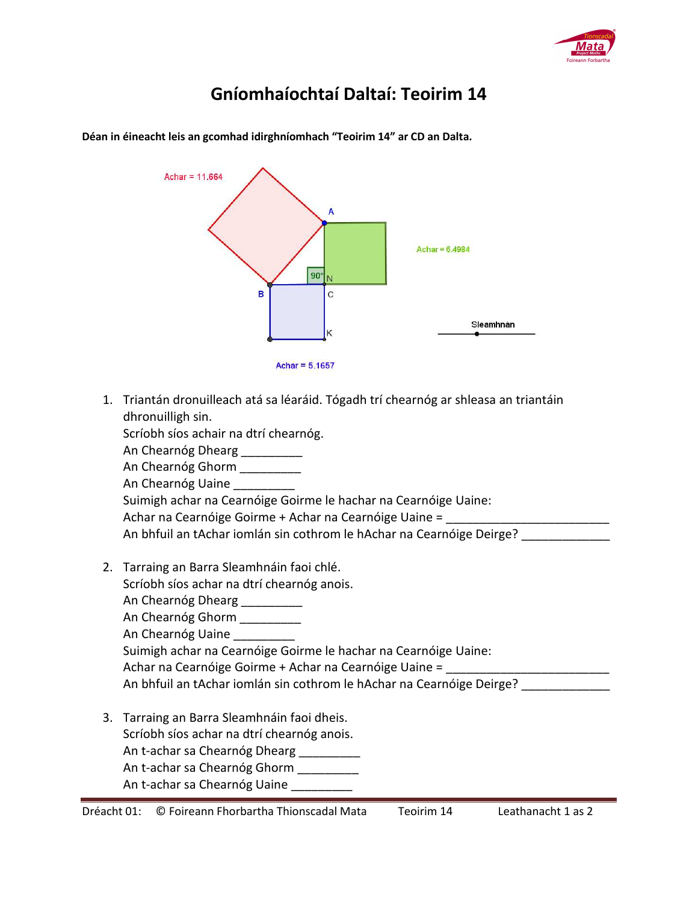# Gníomhaíochtaí Daltaí: Teoirim 14

**Déan in éineacht leis an gcomhad idirghníomhach "Teoirim 14" ar CD an Dalta.**

Achar = 11.664

Achar = 6.4984

Achar = 5.1657

Sleamhnan

1. Triantán dronuilleach atá sa léaráid. Tógadh trí chearnóg ar shleasa an triantáin dhronuilligh sin.
   Scríobh síos achair na dtrí chearnóg.
   An Chearnóg Dhearg _________
   An Chearnóg Ghorm _________
   An Chearnóg Uaine _________
   Suimigh achar na Cearnóige Goirme le hachar na Cearnóige Uaine:
   Achar na Cearnóige Goirme + Achar na Cearnóige Uaine = _________________________
   An bhfuil an tAchar iomlán sin cothrom le hAchar na Cearnóige Deirge? _____________

2. Tarraing an Barra Sleamhnáin faoi chlé.
   Scríobh síos achar na dtrí chearnóg anois.
   An Chearnóg Dhearg _________
   An Chearnóg Ghorm _________
   An Chearnóg Uaine _________
   Suimigh achar na Cearnóige Goirme le hachar na Cearnóige Uaine:
   Achar na Cearnóige Goirme + Achar na Cearnóige Uaine = _________________________
   An bhfuil an tAchar iomlán sin cothrom le hAchar na Cearnóige Deirge? _____________

3. Tarraing an Barra Sleamhnáin faoi dheis.
   Scríobh síos achar na dtrí chearnóg anois.
   An t-achar sa Chearnóg Dhearg _________
   An t-achar sa Chearnóg Ghorm _________
   An t-achar sa Chearnóg Uaine _________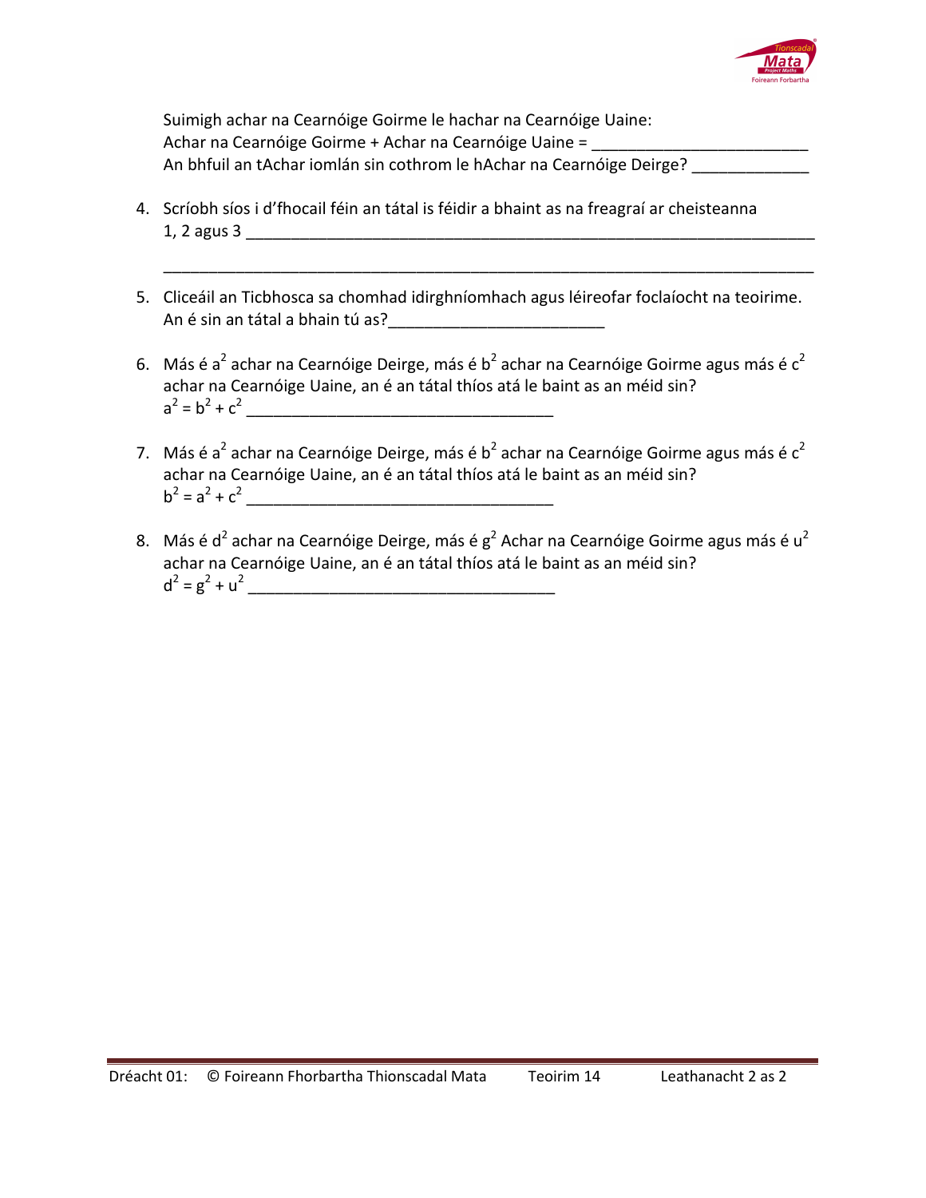Suimigh achar na Cearnóige Goirme le hachar na Cearnóige Uaine:
Achar na Cearnóige Goirme + Achar na Cearnóige Uaine = ________________________
An bhfuil an tAchar iomlán sin cothrom le hAchar na Cearnóige Deirge? _____________

4. Scríobh síos i d'fhocail féin an tátal is féidir a bhaint as na freagraí ar cheisteanna 1, 2 agus 3 ______________________________________________________________

   ______________________________________________________________________

5. Cliceáil an Ticbhosca sa chomhad idirghníomhach agus léireofar foclaíocht na teoirime. An é sin an tátal a bhain tú as?________________________

6. Más é $a^2$ achar na Cearnóige Deirge, más é $b^2$ achar na Cearnóige Goirme agus más é $c^2$ achar na Cearnóige Uaine, an é an tátal thíos atá le baint as an méid sin?
   $a^2 = b^2 + c^2$ __________________________________

7. Más é $a^2$ achar na Cearnóige Deirge, más é $b^2$ achar na Cearnóige Goirme agus más é $c^2$ achar na Cearnóige Uaine, an é an tátal thíos atá le baint as an méid sin?
   $b^2 = a^2 + c^2$ __________________________________

8. Más é $d^2$ achar na Cearnóige Deirge, más é $g^2$ Achar na Cearnóige Goirme agus más é $u^2$ achar na Cearnóige Uaine, an é an tátal thíos atá le baint as an méid sin?
   $d^2 = g^2 + u^2$ __________________________________